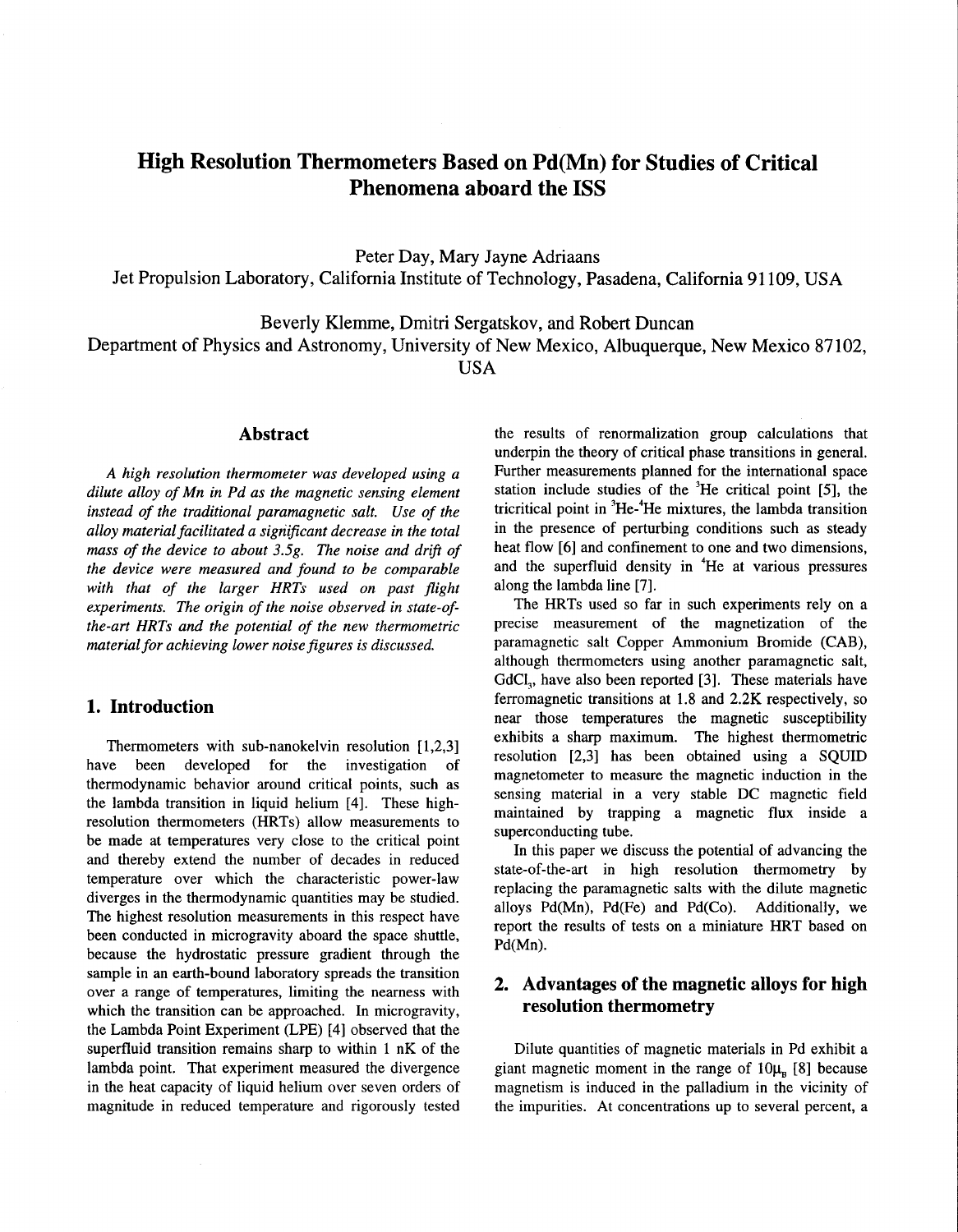# High Resolution Thermometers Based on Pd(Mn) for Studies of Critical Phenomena aboard the ISS

Peter Day, Mary Jayne Adriaans

Jet Propulsion Laboratory, California Institute of Technology, Pasadena, California 91109, USA

Beverly Klemme, Dmitri Sergatskov, and Robert Duncan

Department of Physics and Astronomy, University of New Mexico, Albuquerque, New Mexico 87102, USA

## Abstract

*A high resolution thermometer was developed using a dilute alloy of Mn in Pd as the magnetic sensing element instead of the traditional paramagnetic salt. Use of the alloy material facilitated a significant decrease in the total mass of the device to about 3.5g. The noise and drift of the device were measured and found to be comparable with that of the larger HRTs used on past flight experiments. The origin of the noise observed in state-of-the-art HRTs and the potential of the new thermometric material for achieving lower noise figures is discussed.*

## 1. Introduction

Thermometers with sub-nanokelvin resolution [1,2,3] have been developed for the investigation of thermodynamic behavior around critical points, such as the lambda transition in liquid helium [4]. These high-resolution thermometers (HRTs) allow measurements to be made at temperatures very close to the critical point and thereby extend the number of decades in reduced temperature over which the characteristic power-law diverges in the thermodynamic quantities may be studied. The highest resolution measurements in this respect have been conducted in microgravity aboard the space shuttle, because the hydrostatic pressure gradient through the sample in an earth-bound laboratory spreads the transition over a range of temperatures, limiting the nearness with which the transition can be approached. In microgravity, the Lambda Point Experiment (LPE) [4] observed that the superfluid transition remains sharp to within 1 nK of the lambda point. That experiment measured the divergence in the heat capacity of liquid helium over seven orders of magnitude in reduced temperature and rigorously tested the results of renormalization group calculations that underpin the theory of critical phase transitions in general. Further measurements planned for the international space station include studies of the $^3$He critical point [5], the tricritical point in $^3$He-$^4$He mixtures, the lambda transition in the presence of perturbing conditions such as steady heat flow [6] and confinement to one and two dimensions, and the superfluid density in $^4$He at various pressures along the lambda line [7].

The HRTs used so far in such experiments rely on a precise measurement of the magnetization of the paramagnetic salt Copper Ammonium Bromide (CAB), although thermometers using another paramagnetic salt, $GdCl_3$, have also been reported [3]. These materials have ferromagnetic transitions at 1.8 and 2.2K respectively, so near those temperatures the magnetic susceptibility exhibits a sharp maximum. The highest thermometric resolution [2,3] has been obtained using a SQUID magnetometer to measure the magnetic induction in the sensing material in a very stable DC magnetic field maintained by trapping a magnetic flux inside a superconducting tube.

In this paper we discuss the potential of advancing the state-of-the-art in high resolution thermometry by replacing the paramagnetic salts with the dilute magnetic alloys Pd(Mn), Pd(Fe) and Pd(Co). Additionally, we report the results of tests on a miniature HRT based on Pd(Mn).

## 2. Advantages of the magnetic alloys for high resolution thermometry

Dilute quantities of magnetic materials in Pd exhibit a giant magnetic moment in the range of $10\mu_B$ [8] because magnetism is induced in the palladium in the vicinity of the impurities. At concentrations up to several percent, a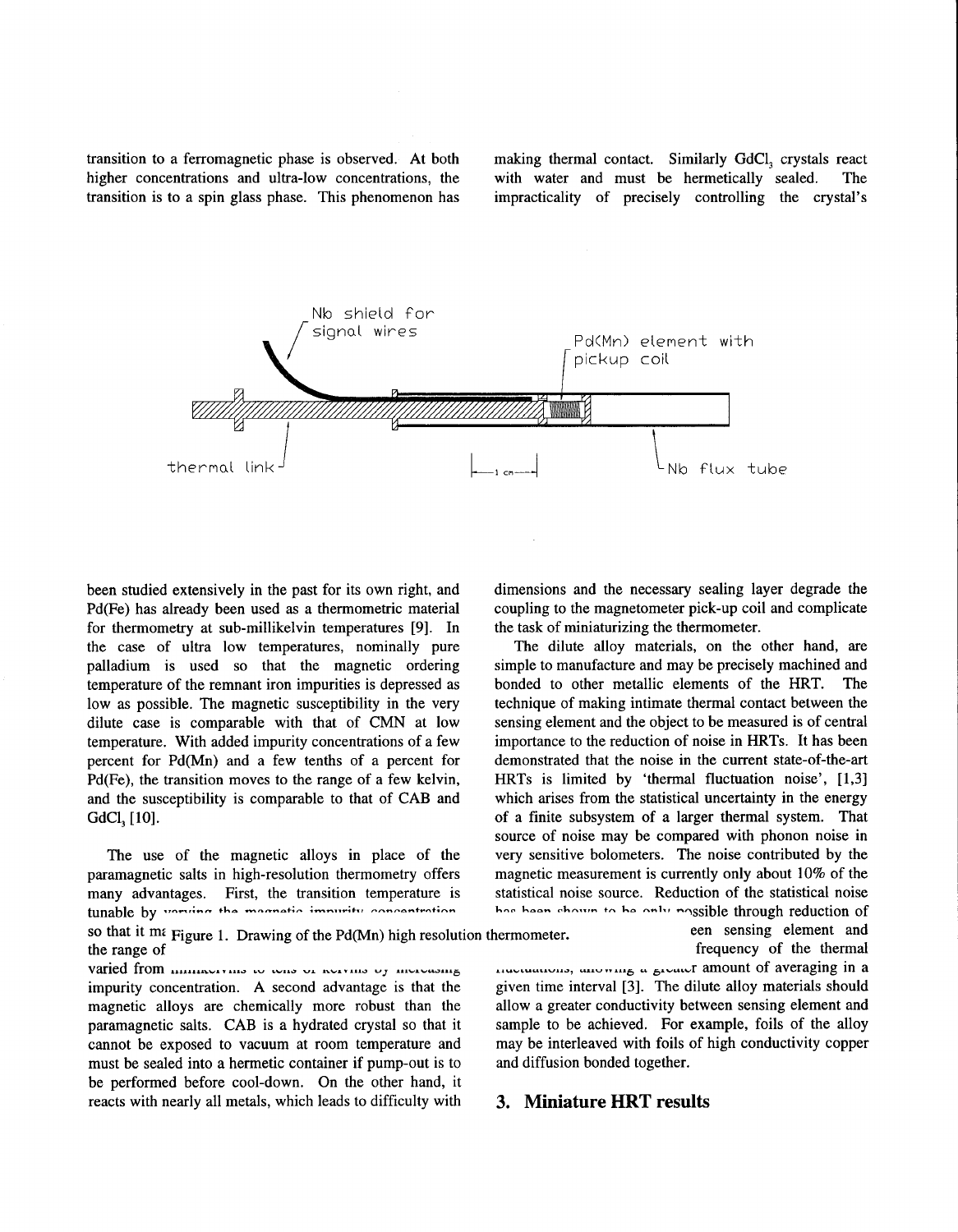transition to a ferromagnetic phase is observed. At both higher concentrations and ultra-low concentrations, the transition is to a spin glass phase. This phenomenon has been studied extensively in the past for its own right, and Pd(Fe) has already been used as a thermometric material for thermometry at sub-millikelvin temperatures [9]. In the case of ultra low temperatures, nominally pure palladium is used so that the magnetic ordering temperature of the remnant iron impurities is depressed as low as possible. The magnetic susceptibility in the very dilute case is comparable with that of CMN at low temperature. With added impurity concentrations of a few percent for Pd(Mn) and a few tenths of a percent for Pd(Fe), the transition moves to the range of a few kelvin, and the susceptibility is comparable to that of CAB and $GdCl_3$ [10].

The use of the magnetic alloys in place of the paramagnetic salts in high-resolution thermometry offers many advantages. First, the transition temperature is tunable by varying the magnetic impurity concentration so that it ma[y] ... the range of ... varied from millikelvins to tens of kelvins by increasing impurity concentration. A second advantage is that the magnetic alloys are chemically more robust than the paramagnetic salts. CAB is a hydrated crystal so that it cannot be exposed to vacuum at room temperature and must be sealed into a hermetic container if pump-out is to be performed before cool-down. On the other hand, it reacts with nearly all metals, which leads to difficulty with making thermal contact. Similarly $GdCl_3$ crystals react with water and must be hermetically sealed. The impracticality of precisely controlling the crystal's dimensions and the necessary sealing layer degrade the coupling to the magnetometer pick-up coil and complicate the task of miniaturizing the thermometer.

Figure 1. Drawing of the Pd(Mn) high resolution thermometer.

The dilute alloy materials, on the other hand, are simple to manufacture and may be precisely machined and bonded to other metallic elements of the HRT. The technique of making intimate thermal contact between the sensing element and the object to be measured is of central importance to the reduction of noise in HRTs. It has been demonstrated that the noise in the current state-of-the-art HRTs is limited by 'thermal fluctuation noise', [1,3] which arises from the statistical uncertainty in the energy of a finite subsystem of a larger thermal system. That source of noise may be compared with phonon noise in very sensitive bolometers. The noise contributed by the magnetic measurement is currently only about 10% of the statistical noise source. Reduction of the statistical noise has been shown to be only possible through reduction of ... [betw]een sensing element and ... frequency of the thermal fluctuations, allowing a greater amount of averaging in a given time interval [3]. The dilute alloy materials should allow a greater conductivity between sensing element and sample to be achieved. For example, foils of the alloy may be interleaved with foils of high conductivity copper and diffusion bonded together.

## 3. Miniature HRT results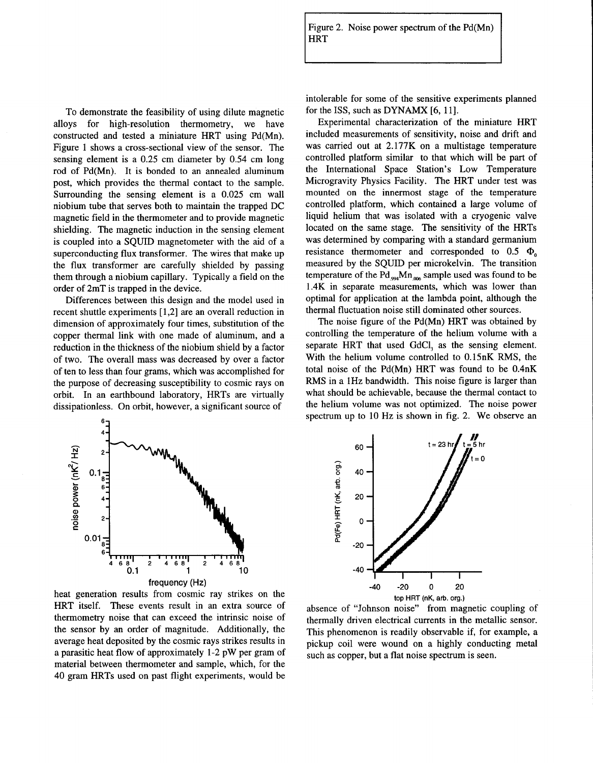Figure 2. Noise power spectrum of the Pd(Mn) HRT

To demonstrate the feasibility of using dilute magnetic alloys for high-resolution thermometry, we have constructed and tested a miniature HRT using Pd(Mn). Figure 1 shows a cross-sectional view of the sensor. The sensing element is a 0.25 cm diameter by 0.54 cm long rod of Pd(Mn). It is bonded to an annealed aluminum post, which provides the thermal contact to the sample. Surrounding the sensing element is a 0.025 cm wall niobium tube that serves both to maintain the trapped DC magnetic field in the thermometer and to provide magnetic shielding. The magnetic induction in the sensing element is coupled into a SQUID magnetometer with the aid of a superconducting flux transformer. The wires that make up the flux transformer are carefully shielded by passing them through a niobium capillary. Typically a field on the order of 2mT is trapped in the device.

Differences between this design and the model used in recent shuttle experiments [1,2] are an overall reduction in dimension of approximately four times, substitution of the copper thermal link with one made of aluminum, and a reduction in the thickness of the niobium shield by a factor of two. The overall mass was decreased by over a factor of ten to less than four grams, which was accomplished for the purpose of decreasing susceptibility to cosmic rays on orbit. In an earthbound laboratory, HRTs are virtually dissipationless. On orbit, however, a significant source of heat generation results from cosmic ray strikes on the HRT itself. These events result in an extra source of thermometry noise that can exceed the intrinsic noise of the sensor by an order of magnitude. Additionally, the average heat deposited by the cosmic rays strikes results in a parasitic heat flow of approximately 1-2 pW per gram of material between thermometer and sample, which, for the 40 gram HRTs used on past flight experiments, would be intolerable for some of the sensitive experiments planned for the ISS, such as DYNAMX [6, 11].

Experimental characterization of the miniature HRT included measurements of sensitivity, noise and drift and was carried out at 2.177K on a multistage temperature controlled platform similar to that which will be part of the International Space Station's Low Temperature Microgravity Physics Facility. The HRT under test was mounted on the innermost stage of the temperature controlled platform, which contained a large volume of liquid helium that was isolated with a cryogenic valve located on the same stage. The sensitivity of the HRTs was determined by comparing with a standard germanium resistance thermometer and corresponded to 0.5 $\Phi_0$ measured by the SQUID per microkelvin. The transition temperature of the $Pd_{.994}Mn_{.006}$ sample used was found to be 1.4K in separate measurements, which was lower than optimal for application at the lambda point, although the thermal fluctuation noise still dominated other sources.

The noise figure of the Pd(Mn) HRT was obtained by controlling the temperature of the helium volume with a separate HRT that used $GdCl_3$ as the sensing element. With the helium volume controlled to 0.15nK RMS, the total noise of the Pd(Mn) HRT was found to be 0.4nK RMS in a 1Hz bandwidth. This noise figure is larger than what should be achievable, because the thermal contact to the helium volume was not optimized. The noise power spectrum up to 10 Hz is shown in fig. 2. We observe an absence of "Johnson noise" from magnetic coupling of thermally driven electrical currents in the metallic sensor. This phenomenon is readily observable if, for example, a pickup coil were wound on a highly conducting metal such as copper, but a flat noise spectrum is seen.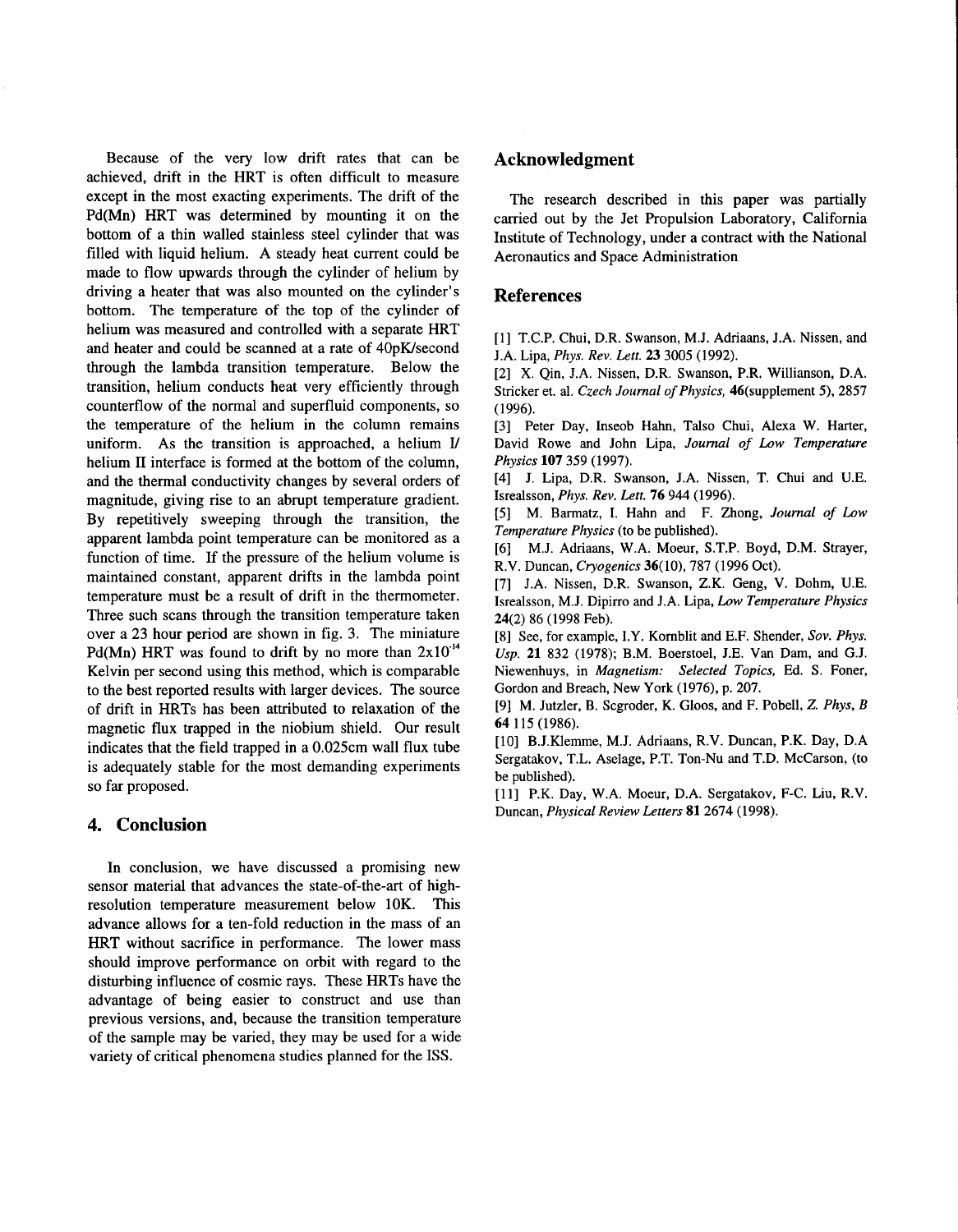Because of the very low drift rates that can be achieved, drift in the HRT is often difficult to measure except in the most exacting experiments. The drift of the Pd(Mn) HRT was determined by mounting it on the bottom of a thin walled stainless steel cylinder that was filled with liquid helium. A steady heat current could be made to flow upwards through the cylinder of helium by driving a heater that was also mounted on the cylinder's bottom. The temperature of the top of the cylinder of helium was measured and controlled with a separate HRT and heater and could be scanned at a rate of 40pK/second through the lambda transition temperature. Below the transition, helium conducts heat very efficiently through counterflow of the normal and superfluid components, so the temperature of the helium in the column remains uniform. As the transition is approached, a helium I/ helium II interface is formed at the bottom of the column, and the thermal conductivity changes by several orders of magnitude, giving rise to an abrupt temperature gradient. By repetitively sweeping through the transition, the apparent lambda point temperature can be monitored as a function of time. If the pressure of the helium volume is maintained constant, apparent drifts in the lambda point temperature must be a result of drift in the thermometer. Three such scans through the transition temperature taken over a 23 hour period are shown in fig. 3. The miniature Pd(Mn) HRT was found to drift by no more than $2 \times 10^{-14}$ Kelvin per second using this method, which is comparable to the best reported results with larger devices. The source of drift in HRTs has been attributed to relaxation of the magnetic flux trapped in the niobium shield. Our result indicates that the field trapped in a 0.025cm wall flux tube is adequately stable for the most demanding experiments so far proposed.

## 4. Conclusion

In conclusion, we have discussed a promising new sensor material that advances the state-of-the-art of high-resolution temperature measurement below 10K. This advance allows for a ten-fold reduction in the mass of an HRT without sacrifice in performance. The lower mass should improve performance on orbit with regard to the disturbing influence of cosmic rays. These HRTs have the advantage of being easier to construct and use than previous versions, and, because the transition temperature of the sample may be varied, they may be used for a wide variety of critical phenomena studies planned for the ISS.

## Acknowledgment

The research described in this paper was partially carried out by the Jet Propulsion Laboratory, California Institute of Technology, under a contract with the National Aeronautics and Space Administration

## References

[1] T.C.P. Chui, D.R. Swanson, M.J. Adriaans, J.A. Nissen, and J.A. Lipa, *Phys. Rev. Lett.* **23** 3005 (1992).

[2] X. Qin, J.A. Nissen, D.R. Swanson, P.R. Willianson, D.A. Stricker et. al. *Czech Journal of Physics,* **46**(supplement 5), 2857 (1996).

[3] Peter Day, Inseob Hahn, Talso Chui, Alexa W. Harter, David Rowe and John Lipa, *Journal of Low Temperature Physics* **107** 359 (1997).

[4] J. Lipa, D.R. Swanson, J.A. Nissen, T. Chui and U.E. Isrealsson, *Phys. Rev. Lett.* **76** 944 (1996).

[5] M. Barmatz, I. Hahn and F. Zhong, *Journal of Low Temperature Physics* (to be published).

[6] M.J. Adriaans, W.A. Moeur, S.T.P. Boyd, D.M. Strayer, R.V. Duncan, *Cryogenics* **36**(10), 787 (1996 Oct).

[7] J.A. Nissen, D.R. Swanson, Z.K. Geng, V. Dohm, U.E. Isrealsson, M.J. Dipirro and J.A. Lipa, *Low Temperature Physics* **24**(2) 86 (1998 Feb).

[8] See, for example, I.Y. Kornblit and E.F. Shender, *Sov. Phys. Usp.* **21** 832 (1978); B.M. Boerstoel, J.E. Van Dam, and G.J. Niewenhuys, in *Magnetism: Selected Topics,* Ed. S. Foner, Gordon and Breach, New York (1976), p. 207.

[9] M. Jutzler, B. Scgroder, K. Gloos, and F. Pobell, *Z. Phys, B* **64** 115 (1986).

[10] B.J.Klemme, M.J. Adriaans, R.V. Duncan, P.K. Day, D.A Sergatakov, T.L. Aselage, P.T. Ton-Nu and T.D. McCarson, (to be published).

[11] P.K. Day, W.A. Moeur, D.A. Sergatakov, F-C. Liu, R.V. Duncan, *Physical Review Letters* **81** 2674 (1998).